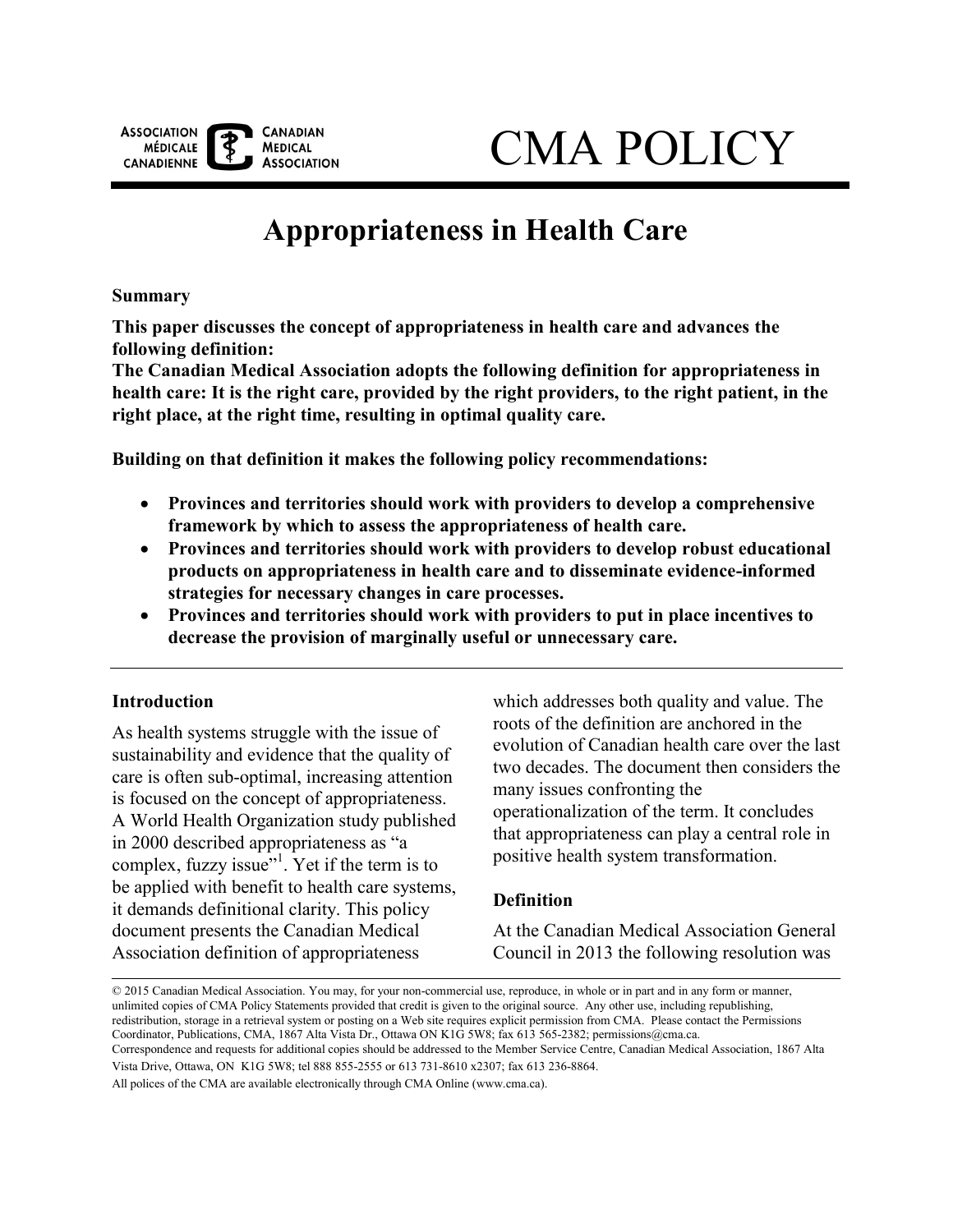ASSOCIATION MÉDICALE CANADIENNE | CANADIAN MEDICAL ASSOCIATION

# CMA POLICY

## Appropriateness in Health Care

**Summary**

**This paper discusses the concept of appropriateness in health care and advances the following definition:**
**The Canadian Medical Association adopts the following definition for appropriateness in health care: It is the right care, provided by the right providers, to the right patient, in the right place, at the right time, resulting in optimal quality care.**

**Building on that definition it makes the following policy recommendations:**

- **Provinces and territories should work with providers to develop a comprehensive framework by which to assess the appropriateness of health care.**
- **Provinces and territories should work with providers to develop robust educational products on appropriateness in health care and to disseminate evidence-informed strategies for necessary changes in care processes.**
- **Provinces and territories should work with providers to put in place incentives to decrease the provision of marginally useful or unnecessary care.**

---

### Introduction

As health systems struggle with the issue of sustainability and evidence that the quality of care is often sub-optimal, increasing attention is focused on the concept of appropriateness. A World Health Organization study published in 2000 described appropriateness as "a complex, fuzzy issue"[1]. Yet if the term is to be applied with benefit to health care systems, it demands definitional clarity. This policy document presents the Canadian Medical Association definition of appropriateness which addresses both quality and value. The roots of the definition are anchored in the evolution of Canadian health care over the last two decades. The document then considers the many issues confronting the operationalization of the term. It concludes that appropriateness can play a central role in positive health system transformation.

### Definition

At the Canadian Medical Association General Council in 2013 the following resolution was

---

© 2015 Canadian Medical Association. You may, for your non-commercial use, reproduce, in whole or in part and in any form or manner, unlimited copies of CMA Policy Statements provided that credit is given to the original source. Any other use, including republishing, redistribution, storage in a retrieval system or posting on a Web site requires explicit permission from CMA. Please contact the Permissions Coordinator, Publications, CMA, 1867 Alta Vista Dr., Ottawa ON K1G 5W8; fax 613 565-2382; permissions@cma.ca.
Correspondence and requests for additional copies should be addressed to the Member Service Centre, Canadian Medical Association, 1867 Alta Vista Drive, Ottawa, ON K1G 5W8; tel 888 855-2555 or 613 731-8610 x2307; fax 613 236-8864.
All polices of the CMA are available electronically through CMA Online (www.cma.ca).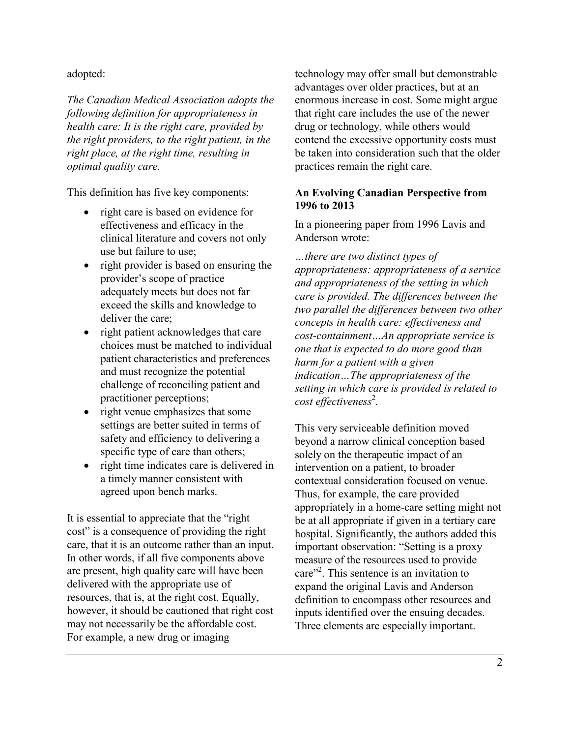adopted:

*The Canadian Medical Association adopts the following definition for appropriateness in health care: It is the right care, provided by the right providers, to the right patient, in the right place, at the right time, resulting in optimal quality care.*

This definition has five key components:

- right care is based on evidence for effectiveness and efficacy in the clinical literature and covers not only use but failure to use;
- right provider is based on ensuring the provider's scope of practice adequately meets but does not far exceed the skills and knowledge to deliver the care;
- right patient acknowledges that care choices must be matched to individual patient characteristics and preferences and must recognize the potential challenge of reconciling patient and practitioner perceptions;
- right venue emphasizes that some settings are better suited in terms of safety and efficiency to delivering a specific type of care than others;
- right time indicates care is delivered in a timely manner consistent with agreed upon bench marks.

It is essential to appreciate that the "right cost" is a consequence of providing the right care, that it is an outcome rather than an input. In other words, if all five components above are present, high quality care will have been delivered with the appropriate use of resources, that is, at the right cost. Equally, however, it should be cautioned that right cost may not necessarily be the affordable cost. For example, a new drug or imaging technology may offer small but demonstrable advantages over older practices, but at an enormous increase in cost. Some might argue that right care includes the use of the newer drug or technology, while others would contend the excessive opportunity costs must be taken into consideration such that the older practices remain the right care.

**An Evolving Canadian Perspective from 1996 to 2013**

In a pioneering paper from 1996 Lavis and Anderson wrote:

*…there are two distinct types of appropriateness: appropriateness of a service and appropriateness of the setting in which care is provided. The differences between the two parallel the differences between two other concepts in health care: effectiveness and cost-containment…An appropriate service is one that is expected to do more good than harm for a patient with a given indication…The appropriateness of the setting in which care is provided is related to cost effectiveness*[2].

This very serviceable definition moved beyond a narrow clinical conception based solely on the therapeutic impact of an intervention on a patient, to broader contextual consideration focused on venue. Thus, for example, the care provided appropriately in a home-care setting might not be at all appropriate if given in a tertiary care hospital. Significantly, the authors added this important observation: "Setting is a proxy measure of the resources used to provide care"[2]. This sentence is an invitation to expand the original Lavis and Anderson definition to encompass other resources and inputs identified over the ensuing decades. Three elements are especially important.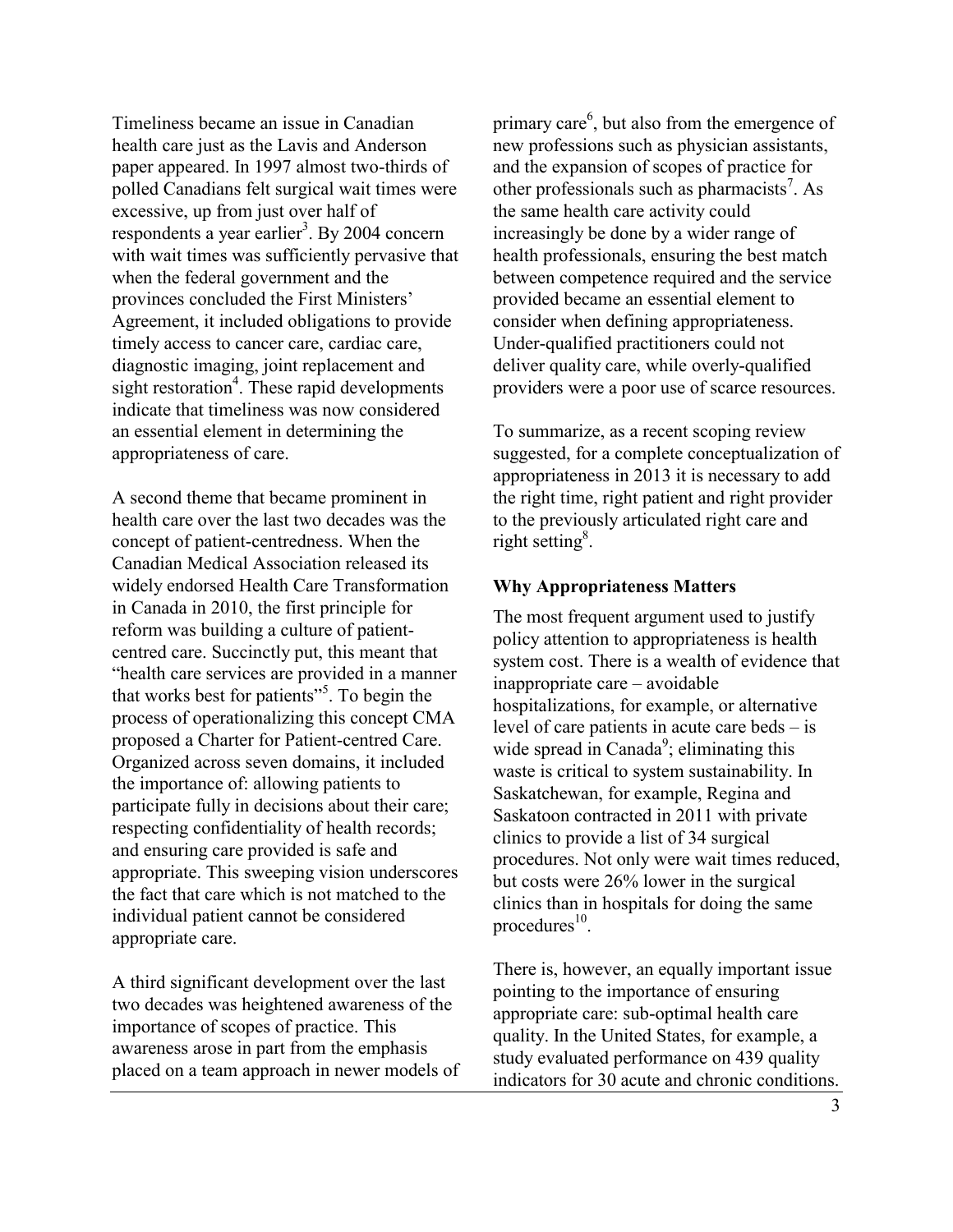Timeliness became an issue in Canadian health care just as the Lavis and Anderson paper appeared. In 1997 almost two-thirds of polled Canadians felt surgical wait times were excessive, up from just over half of respondents a year earlier[3]. By 2004 concern with wait times was sufficiently pervasive that when the federal government and the provinces concluded the First Ministers' Agreement, it included obligations to provide timely access to cancer care, cardiac care, diagnostic imaging, joint replacement and sight restoration[4]. These rapid developments indicate that timeliness was now considered an essential element in determining the appropriateness of care.

A second theme that became prominent in health care over the last two decades was the concept of patient-centredness. When the Canadian Medical Association released its widely endorsed Health Care Transformation in Canada in 2010, the first principle for reform was building a culture of patient-centred care. Succinctly put, this meant that "health care services are provided in a manner that works best for patients"[5]. To begin the process of operationalizing this concept CMA proposed a Charter for Patient-centred Care. Organized across seven domains, it included the importance of: allowing patients to participate fully in decisions about their care; respecting confidentiality of health records; and ensuring care provided is safe and appropriate. This sweeping vision underscores the fact that care which is not matched to the individual patient cannot be considered appropriate care.

A third significant development over the last two decades was heightened awareness of the importance of scopes of practice. This awareness arose in part from the emphasis placed on a team approach in newer models of primary care[6], but also from the emergence of new professions such as physician assistants, and the expansion of scopes of practice for other professionals such as pharmacists[7]. As the same health care activity could increasingly be done by a wider range of health professionals, ensuring the best match between competence required and the service provided became an essential element to consider when defining appropriateness. Under-qualified practitioners could not deliver quality care, while overly-qualified providers were a poor use of scarce resources.

To summarize, as a recent scoping review suggested, for a complete conceptualization of appropriateness in 2013 it is necessary to add the right time, right patient and right provider to the previously articulated right care and right setting[8].

### Why Appropriateness Matters

The most frequent argument used to justify policy attention to appropriateness is health system cost. There is a wealth of evidence that inappropriate care – avoidable hospitalizations, for example, or alternative level of care patients in acute care beds – is wide spread in Canada[9]; eliminating this waste is critical to system sustainability. In Saskatchewan, for example, Regina and Saskatoon contracted in 2011 with private clinics to provide a list of 34 surgical procedures. Not only were wait times reduced, but costs were 26% lower in the surgical clinics than in hospitals for doing the same procedures[10].

There is, however, an equally important issue pointing to the importance of ensuring appropriate care: sub-optimal health care quality. In the United States, for example, a study evaluated performance on 439 quality indicators for 30 acute and chronic conditions.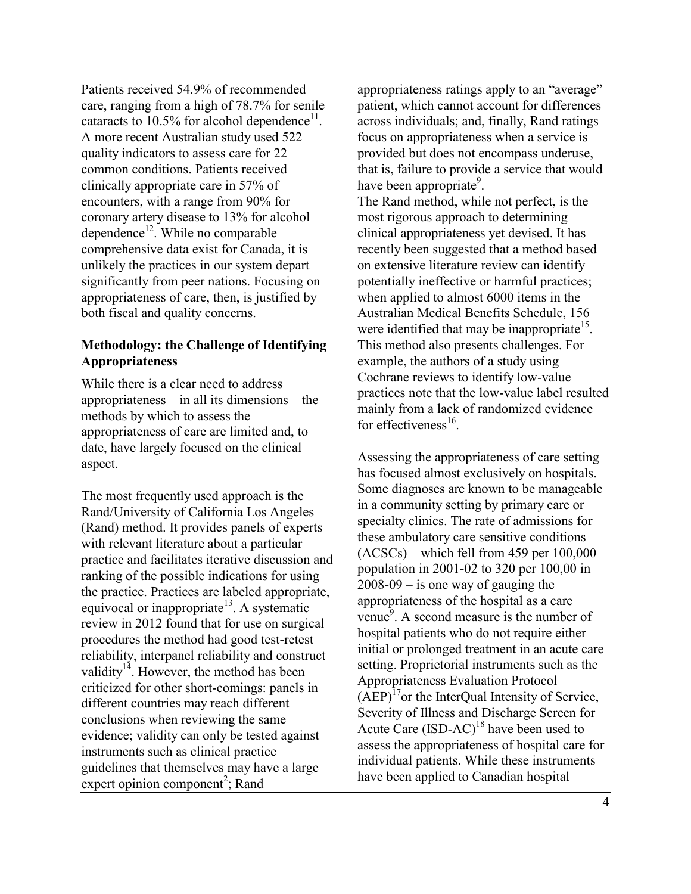Patients received 54.9% of recommended care, ranging from a high of 78.7% for senile cataracts to 10.5% for alcohol dependence[11]. A more recent Australian study used 522 quality indicators to assess care for 22 common conditions. Patients received clinically appropriate care in 57% of encounters, with a range from 90% for coronary artery disease to 13% for alcohol dependence[12]. While no comparable comprehensive data exist for Canada, it is unlikely the practices in our system depart significantly from peer nations. Focusing on appropriateness of care, then, is justified by both fiscal and quality concerns.

**Methodology: the Challenge of Identifying Appropriateness**

While there is a clear need to address appropriateness – in all its dimensions – the methods by which to assess the appropriateness of care are limited and, to date, have largely focused on the clinical aspect.

The most frequently used approach is the Rand/University of California Los Angeles (Rand) method. It provides panels of experts with relevant literature about a particular practice and facilitates iterative discussion and ranking of the possible indications for using the practice. Practices are labeled appropriate, equivocal or inappropriate[13]. A systematic review in 2012 found that for use on surgical procedures the method had good test-retest reliability, interpanel reliability and construct validity[14]. However, the method has been criticized for other short-comings: panels in different countries may reach different conclusions when reviewing the same evidence; validity can only be tested against instruments such as clinical practice guidelines that themselves may have a large expert opinion component[2]; Rand appropriateness ratings apply to an "average" patient, which cannot account for differences across individuals; and, finally, Rand ratings focus on appropriateness when a service is provided but does not encompass underuse, that is, failure to provide a service that would have been appropriate[9].

The Rand method, while not perfect, is the most rigorous approach to determining clinical appropriateness yet devised. It has recently been suggested that a method based on extensive literature review can identify potentially ineffective or harmful practices; when applied to almost 6000 items in the Australian Medical Benefits Schedule, 156 were identified that may be inappropriate[15]. This method also presents challenges. For example, the authors of a study using Cochrane reviews to identify low-value practices note that the low-value label resulted mainly from a lack of randomized evidence for effectiveness[16].

Assessing the appropriateness of care setting has focused almost exclusively on hospitals. Some diagnoses are known to be manageable in a community setting by primary care or specialty clinics. The rate of admissions for these ambulatory care sensitive conditions (ACSCs) – which fell from 459 per 100,000 population in 2001-02 to 320 per 100,00 in 2008-09 – is one way of gauging the appropriateness of the hospital as a care venue[9]. A second measure is the number of hospital patients who do not require either initial or prolonged treatment in an acute care setting. Proprietorial instruments such as the Appropriateness Evaluation Protocol (AEP)[17] or the InterQual Intensity of Service, Severity of Illness and Discharge Screen for Acute Care (ISD-AC)[18] have been used to assess the appropriateness of hospital care for individual patients. While these instruments have been applied to Canadian hospital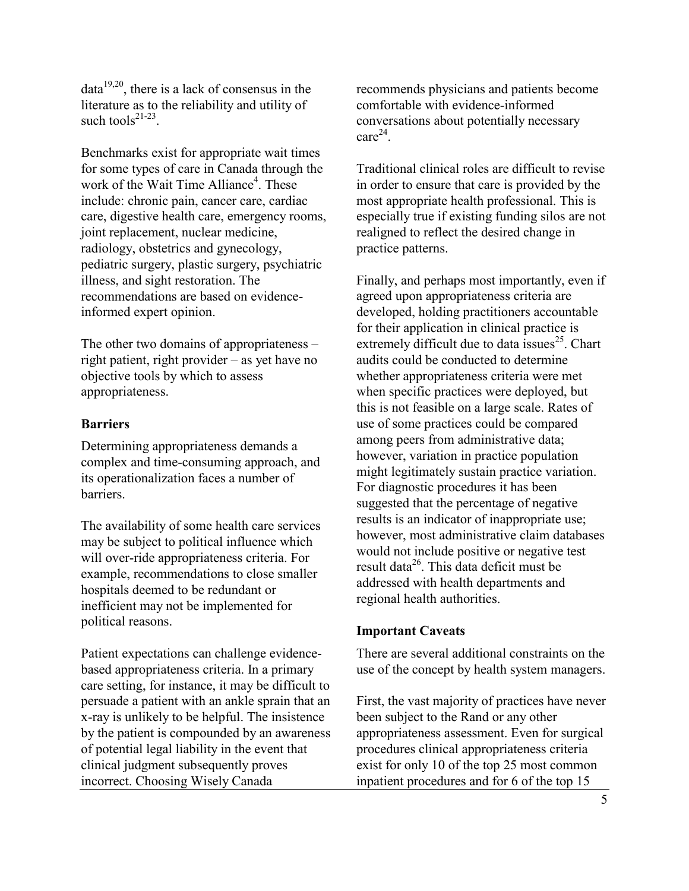data[19,20], there is a lack of consensus in the literature as to the reliability and utility of such tools[21-23].

Benchmarks exist for appropriate wait times for some types of care in Canada through the work of the Wait Time Alliance[4]. These include: chronic pain, cancer care, cardiac care, digestive health care, emergency rooms, joint replacement, nuclear medicine, radiology, obstetrics and gynecology, pediatric surgery, plastic surgery, psychiatric illness, and sight restoration. The recommendations are based on evidence-informed expert opinion.

The other two domains of appropriateness – right patient, right provider – as yet have no objective tools by which to assess appropriateness.

**Barriers**

Determining appropriateness demands a complex and time-consuming approach, and its operationalization faces a number of barriers.

The availability of some health care services may be subject to political influence which will over-ride appropriateness criteria. For example, recommendations to close smaller hospitals deemed to be redundant or inefficient may not be implemented for political reasons.

Patient expectations can challenge evidence-based appropriateness criteria. In a primary care setting, for instance, it may be difficult to persuade a patient with an ankle sprain that an x-ray is unlikely to be helpful. The insistence by the patient is compounded by an awareness of potential legal liability in the event that clinical judgment subsequently proves incorrect. Choosing Wisely Canada recommends physicians and patients become comfortable with evidence-informed conversations about potentially necessary care[24].

Traditional clinical roles are difficult to revise in order to ensure that care is provided by the most appropriate health professional. This is especially true if existing funding silos are not realigned to reflect the desired change in practice patterns.

Finally, and perhaps most importantly, even if agreed upon appropriateness criteria are developed, holding practitioners accountable for their application in clinical practice is extremely difficult due to data issues[25]. Chart audits could be conducted to determine whether appropriateness criteria were met when specific practices were deployed, but this is not feasible on a large scale. Rates of use of some practices could be compared among peers from administrative data; however, variation in practice population might legitimately sustain practice variation. For diagnostic procedures it has been suggested that the percentage of negative results is an indicator of inappropriate use; however, most administrative claim databases would not include positive or negative test result data[26]. This data deficit must be addressed with health departments and regional health authorities.

**Important Caveats**

There are several additional constraints on the use of the concept by health system managers.

First, the vast majority of practices have never been subject to the Rand or any other appropriateness assessment. Even for surgical procedures clinical appropriateness criteria exist for only 10 of the top 25 most common inpatient procedures and for 6 of the top 15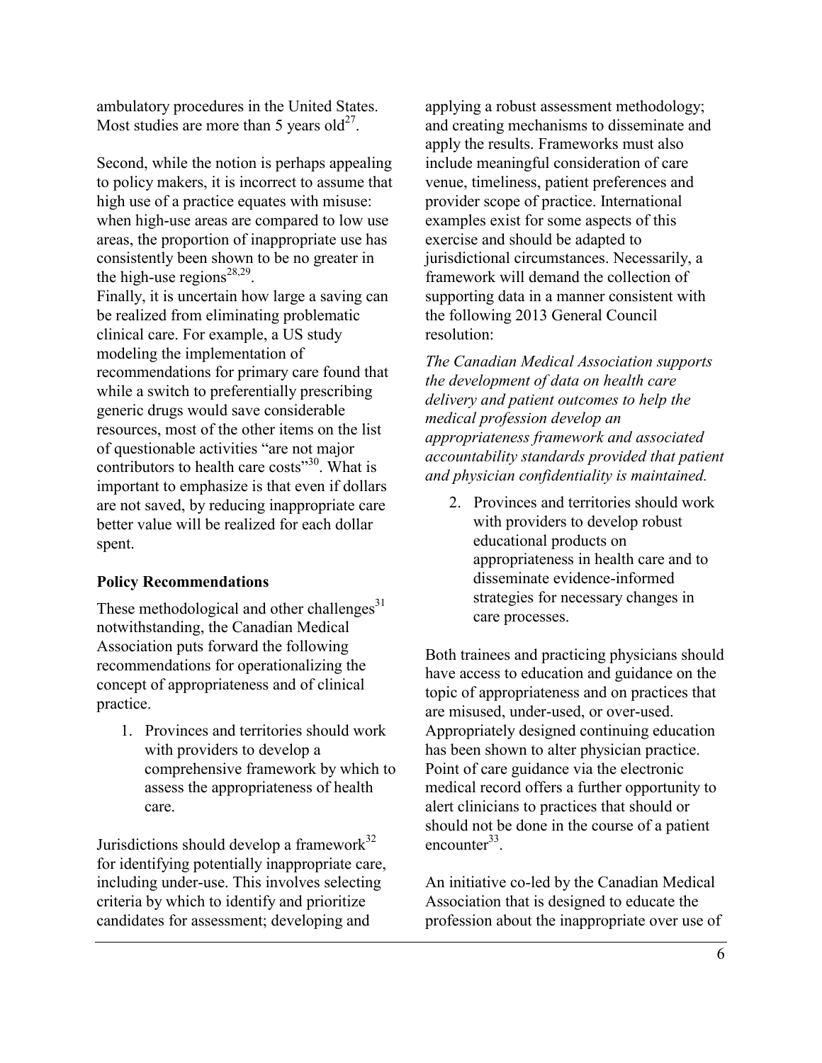ambulatory procedures in the United States. Most studies are more than 5 years old[27].

Second, while the notion is perhaps appealing to policy makers, it is incorrect to assume that high use of a practice equates with misuse: when high-use areas are compared to low use areas, the proportion of inappropriate use has consistently been shown to be no greater in the high-use regions[28,29].

Finally, it is uncertain how large a saving can be realized from eliminating problematic clinical care. For example, a US study modeling the implementation of recommendations for primary care found that while a switch to preferentially prescribing generic drugs would save considerable resources, most of the other items on the list of questionable activities "are not major contributors to health care costs"[30]. What is important to emphasize is that even if dollars are not saved, by reducing inappropriate care better value will be realized for each dollar spent.

**Policy Recommendations**

These methodological and other challenges[31] notwithstanding, the Canadian Medical Association puts forward the following recommendations for operationalizing the concept of appropriateness and of clinical practice.

1. Provinces and territories should work with providers to develop a comprehensive framework by which to assess the appropriateness of health care.

Jurisdictions should develop a framework[32] for identifying potentially inappropriate care, including under-use. This involves selecting criteria by which to identify and prioritize candidates for assessment; developing and applying a robust assessment methodology; and creating mechanisms to disseminate and apply the results. Frameworks must also include meaningful consideration of care venue, timeliness, patient preferences and provider scope of practice. International examples exist for some aspects of this exercise and should be adapted to jurisdictional circumstances. Necessarily, a framework will demand the collection of supporting data in a manner consistent with the following 2013 General Council resolution:

*The Canadian Medical Association supports the development of data on health care delivery and patient outcomes to help the medical profession develop an appropriateness framework and associated accountability standards provided that patient and physician confidentiality is maintained.*

2. Provinces and territories should work with providers to develop robust educational products on appropriateness in health care and to disseminate evidence-informed strategies for necessary changes in care processes.

Both trainees and practicing physicians should have access to education and guidance on the topic of appropriateness and on practices that are misused, under-used, or over-used. Appropriately designed continuing education has been shown to alter physician practice. Point of care guidance via the electronic medical record offers a further opportunity to alert clinicians to practices that should or should not be done in the course of a patient encounter[33].

An initiative co-led by the Canadian Medical Association that is designed to educate the profession about the inappropriate over use of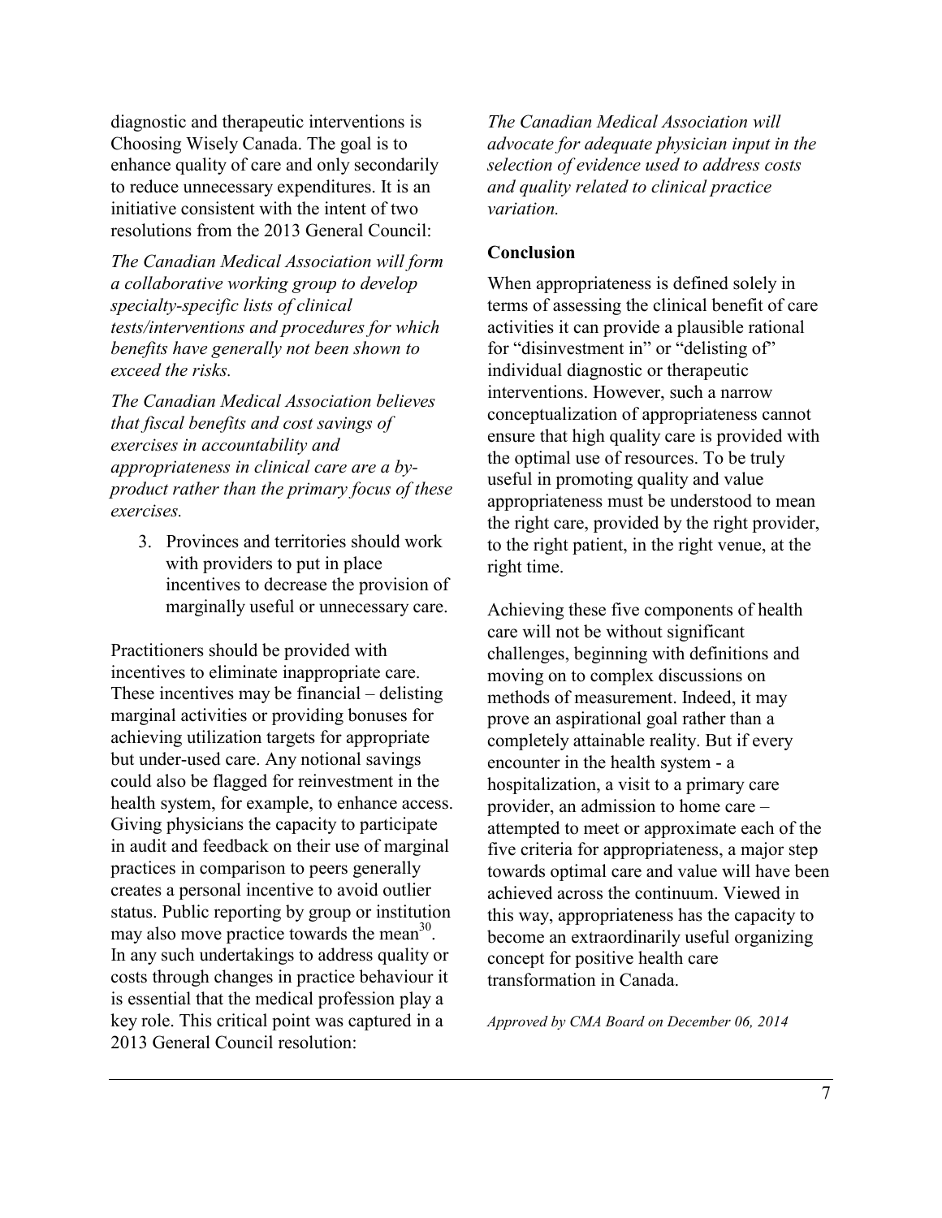diagnostic and therapeutic interventions is Choosing Wisely Canada. The goal is to enhance quality of care and only secondarily to reduce unnecessary expenditures. It is an initiative consistent with the intent of two resolutions from the 2013 General Council:

*The Canadian Medical Association will form a collaborative working group to develop specialty-specific lists of clinical tests/interventions and procedures for which benefits have generally not been shown to exceed the risks.*

*The Canadian Medical Association believes that fiscal benefits and cost savings of exercises in accountability and appropriateness in clinical care are a by-product rather than the primary focus of these exercises.*

3. Provinces and territories should work with providers to put in place incentives to decrease the provision of marginally useful or unnecessary care.

Practitioners should be provided with incentives to eliminate inappropriate care. These incentives may be financial – delisting marginal activities or providing bonuses for achieving utilization targets for appropriate but under-used care. Any notional savings could also be flagged for reinvestment in the health system, for example, to enhance access. Giving physicians the capacity to participate in audit and feedback on their use of marginal practices in comparison to peers generally creates a personal incentive to avoid outlier status. Public reporting by group or institution may also move practice towards the mean[30]. In any such undertakings to address quality or costs through changes in practice behaviour it is essential that the medical profession play a key role. This critical point was captured in a 2013 General Council resolution:

*The Canadian Medical Association will advocate for adequate physician input in the selection of evidence used to address costs and quality related to clinical practice variation.*

**Conclusion**

When appropriateness is defined solely in terms of assessing the clinical benefit of care activities it can provide a plausible rational for "disinvestment in" or "delisting of" individual diagnostic or therapeutic interventions. However, such a narrow conceptualization of appropriateness cannot ensure that high quality care is provided with the optimal use of resources. To be truly useful in promoting quality and value appropriateness must be understood to mean the right care, provided by the right provider, to the right patient, in the right venue, at the right time.

Achieving these five components of health care will not be without significant challenges, beginning with definitions and moving on to complex discussions on methods of measurement. Indeed, it may prove an aspirational goal rather than a completely attainable reality. But if every encounter in the health system - a hospitalization, a visit to a primary care provider, an admission to home care – attempted to meet or approximate each of the five criteria for appropriateness, a major step towards optimal care and value will have been achieved across the continuum. Viewed in this way, appropriateness has the capacity to become an extraordinarily useful organizing concept for positive health care transformation in Canada.

*Approved by CMA Board on December 06, 2014*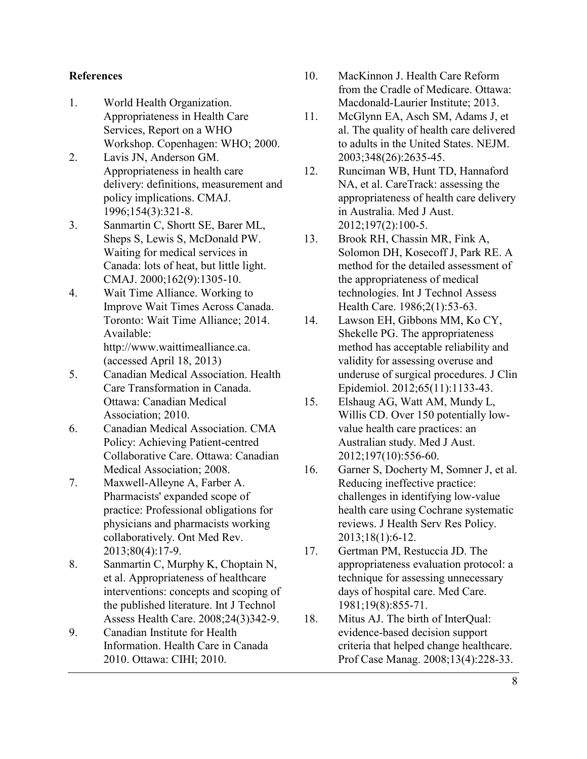**References**

1. World Health Organization. Appropriateness in Health Care Services, Report on a WHO Workshop. Copenhagen: WHO; 2000.
2. Lavis JN, Anderson GM. Appropriateness in health care delivery: definitions, measurement and policy implications. CMAJ. 1996;154(3):321-8.
3. Sanmartin C, Shortt SE, Barer ML, Sheps S, Lewis S, McDonald PW. Waiting for medical services in Canada: lots of heat, but little light. CMAJ. 2000;162(9):1305-10.
4. Wait Time Alliance. Working to Improve Wait Times Across Canada. Toronto: Wait Time Alliance; 2014. Available: http://www.waittimealliance.ca. (accessed April 18, 2013)
5. Canadian Medical Association. Health Care Transformation in Canada. Ottawa: Canadian Medical Association; 2010.
6. Canadian Medical Association. CMA Policy: Achieving Patient-centred Collaborative Care. Ottawa: Canadian Medical Association; 2008.
7. Maxwell-Alleyne A, Farber A. Pharmacists' expanded scope of practice: Professional obligations for physicians and pharmacists working collaboratively. Ont Med Rev. 2013;80(4):17-9.
8. Sanmartin C, Murphy K, Choptain N, et al. Appropriateness of healthcare interventions: concepts and scoping of the published literature. Int J Technol Assess Health Care. 2008;24(3)342-9.
9. Canadian Institute for Health Information. Health Care in Canada 2010. Ottawa: CIHI; 2010.
10. MacKinnon J. Health Care Reform from the Cradle of Medicare. Ottawa: Macdonald-Laurier Institute; 2013.
11. McGlynn EA, Asch SM, Adams J, et al. The quality of health care delivered to adults in the United States. NEJM. 2003;348(26):2635-45.
12. Runciman WB, Hunt TD, Hannaford NA, et al. CareTrack: assessing the appropriateness of health care delivery in Australia. Med J Aust. 2012;197(2):100-5.
13. Brook RH, Chassin MR, Fink A, Solomon DH, Kosecoff J, Park RE. A method for the detailed assessment of the appropriateness of medical technologies. Int J Technol Assess Health Care. 1986;2(1):53-63.
14. Lawson EH, Gibbons MM, Ko CY, Shekelle PG. The appropriateness method has acceptable reliability and validity for assessing overuse and underuse of surgical procedures. J Clin Epidemiol. 2012;65(11):1133-43.
15. Elshaug AG, Watt AM, Mundy L, Willis CD. Over 150 potentially low-value health care practices: an Australian study. Med J Aust. 2012;197(10):556-60.
16. Garner S, Docherty M, Somner J, et al. Reducing ineffective practice: challenges in identifying low-value health care using Cochrane systematic reviews. J Health Serv Res Policy. 2013;18(1):6-12.
17. Gertman PM, Restuccia JD. The appropriateness evaluation protocol: a technique for assessing unnecessary days of hospital care. Med Care. 1981;19(8):855-71.
18. Mitus AJ. The birth of InterQual: evidence-based decision support criteria that helped change healthcare. Prof Case Manag. 2008;13(4):228-33.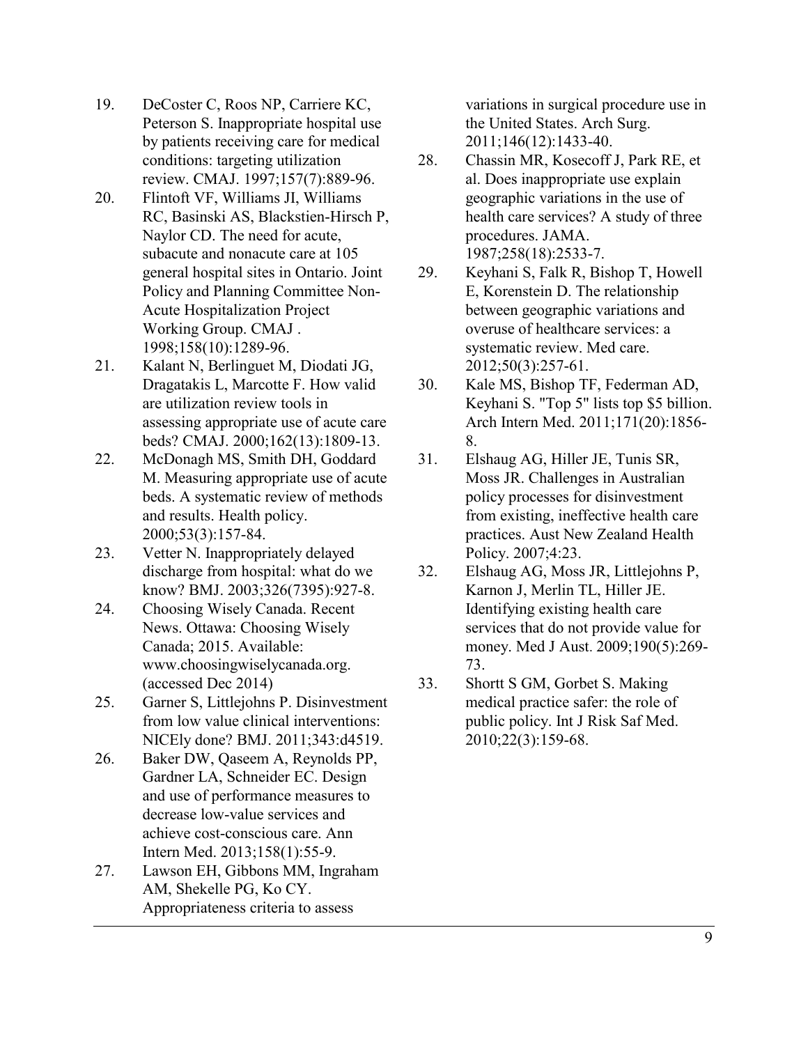19. DeCoster C, Roos NP, Carriere KC, Peterson S. Inappropriate hospital use by patients receiving care for medical conditions: targeting utilization review. CMAJ. 1997;157(7):889-96.
20. Flintoft VF, Williams JI, Williams RC, Basinski AS, Blackstien-Hirsch P, Naylor CD. The need for acute, subacute and nonacute care at 105 general hospital sites in Ontario. Joint Policy and Planning Committee Non-Acute Hospitalization Project Working Group. CMAJ . 1998;158(10):1289-96.
21. Kalant N, Berlinguet M, Diodati JG, Dragatakis L, Marcotte F. How valid are utilization review tools in assessing appropriate use of acute care beds? CMAJ. 2000;162(13):1809-13.
22. McDonagh MS, Smith DH, Goddard M. Measuring appropriate use of acute beds. A systematic review of methods and results. Health policy. 2000;53(3):157-84.
23. Vetter N. Inappropriately delayed discharge from hospital: what do we know? BMJ. 2003;326(7395):927-8.
24. Choosing Wisely Canada. Recent News. Ottawa: Choosing Wisely Canada; 2015. Available: www.choosingwiselycanada.org. (accessed Dec 2014)
25. Garner S, Littlejohns P. Disinvestment from low value clinical interventions: NICEly done? BMJ. 2011;343:d4519.
26. Baker DW, Qaseem A, Reynolds PP, Gardner LA, Schneider EC. Design and use of performance measures to decrease low-value services and achieve cost-conscious care. Ann Intern Med. 2013;158(1):55-9.
27. Lawson EH, Gibbons MM, Ingraham AM, Shekelle PG, Ko CY. Appropriateness criteria to assess variations in surgical procedure use in the United States. Arch Surg. 2011;146(12):1433-40.
28. Chassin MR, Kosecoff J, Park RE, et al. Does inappropriate use explain geographic variations in the use of health care services? A study of three procedures. JAMA. 1987;258(18):2533-7.
29. Keyhani S, Falk R, Bishop T, Howell E, Korenstein D. The relationship between geographic variations and overuse of healthcare services: a systematic review. Med care. 2012;50(3):257-61.
30. Kale MS, Bishop TF, Federman AD, Keyhani S. "Top 5" lists top $5 billion. Arch Intern Med. 2011;171(20):1856-8.
31. Elshaug AG, Hiller JE, Tunis SR, Moss JR. Challenges in Australian policy processes for disinvestment from existing, ineffective health care practices. Aust New Zealand Health Policy. 2007;4:23.
32. Elshaug AG, Moss JR, Littlejohns P, Karnon J, Merlin TL, Hiller JE. Identifying existing health care services that do not provide value for money. Med J Aust. 2009;190(5):269-73.
33. Shortt S GM, Gorbet S. Making medical practice safer: the role of public policy. Int J Risk Saf Med. 2010;22(3):159-68.